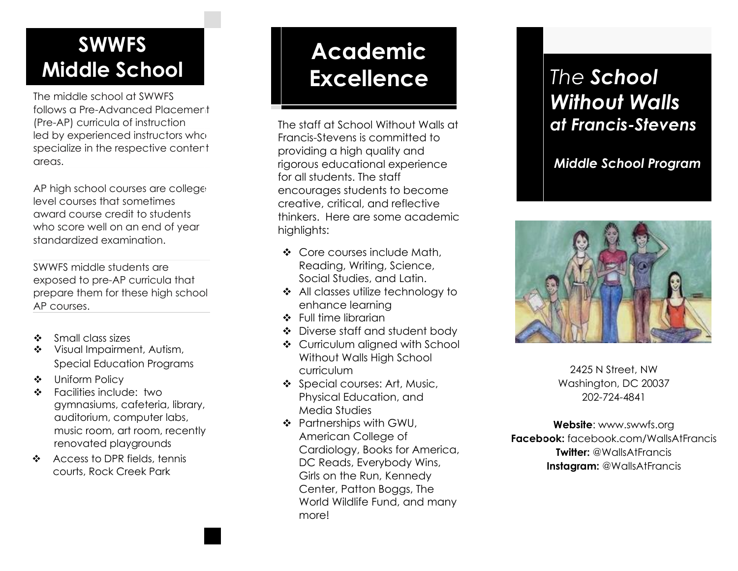# SWWFS Middle School

The middle school at SWWFS follows a Pre-Advanced Placement (Pre-AP) curricula of instruction led by experienced instructors who specialize in the respective content areas.

AP high school courses are college level courses that sometimes award course credit to students who score well on an end of year standardized examination.

SWWFS middle students are exposed to pre-AP curricula that prepare them for these high school AP courses.

- Small class sizes
- Visual Impairment, Autism, Special Education Programs
- Uniform Policy
- Facilities include: two gymnasiums, cafeteria, library, auditorium, computer labs, music room, art room, recently renovated playgrounds
- Access to DPR fields, tennis courts, Rock Creek Park

# Academic Excellence

The staff at School Without Walls at Francis-Stevens is committed to providing a high quality and rigorous educational experience for all students. The staff encourages students to become creative, critical, and reflective thinkers. Here are some academic highlights:

- Core courses include Math, Reading, Writing, Science, Social Studies, and Latin.
- All classes utilize technology to enhance learning
- Full time librarian
- Diverse staff and student body
- Curriculum aligned with School Without Walls High School curriculum
- Special courses: Art, Music, Physical Education, and Media Studies
- Partnerships with GWU, American College of Cardiology, Books for America, DC Reads, Everybody Wins, Girls on the Run, Kennedy Center, Patton Boggs, The World Wildlife Fund, and many more!

# *The **School Without Walls** at Francis-Stevens*

***Middle School Program***

2425 N Street, NW
Washington, DC 20037
202-724-4841

**Website**: www.swwfs.org
**Facebook:** facebook.com/WallsAtFrancis
**Twitter:** @WallsAtFrancis
**Instagram:** @WallsAtFrancis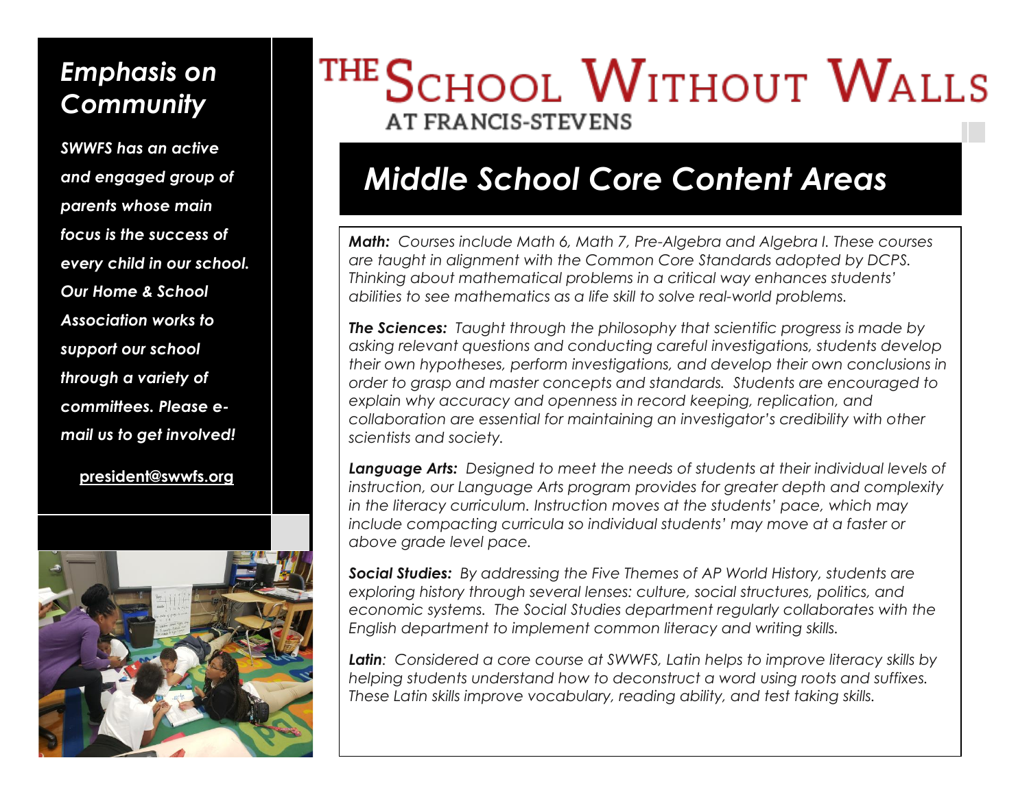# THE SCHOOL WITHOUT WALLS
AT FRANCIS-STEVENS

## *Middle School Core Content Areas*

***Math:*** *Courses include Math 6, Math 7, Pre-Algebra and Algebra I. These courses are taught in alignment with the Common Core Standards adopted by DCPS. Thinking about mathematical problems in a critical way enhances students' abilities to see mathematics as a life skill to solve real-world problems.*

***The Sciences:*** *Taught through the philosophy that scientific progress is made by asking relevant questions and conducting careful investigations, students develop their own hypotheses, perform investigations, and develop their own conclusions in order to grasp and master concepts and standards. Students are encouraged to explain why accuracy and openness in record keeping, replication, and collaboration are essential for maintaining an investigator's credibility with other scientists and society.*

***Language Arts:*** *Designed to meet the needs of students at their individual levels of instruction, our Language Arts program provides for greater depth and complexity in the literacy curriculum. Instruction moves at the students' pace, which may include compacting curricula so individual students' may move at a faster or above grade level pace.*

***Social Studies:*** *By addressing the Five Themes of AP World History, students are exploring history through several lenses: culture, social structures, politics, and economic systems. The Social Studies department regularly collaborates with the English department to implement common literacy and writing skills.*

***Latin****: Considered a core course at SWWFS, Latin helps to improve literacy skills by helping students understand how to deconstruct a word using roots and suffixes. These Latin skills improve vocabulary, reading ability, and test taking skills.*

## *Emphasis on Community*

***SWWFS has an active and engaged group of parents whose main focus is the success of every child in our school. Our Home & School Association works to support our school through a variety of committees. Please e-mail us to get involved!***

**president@swwfs.org**